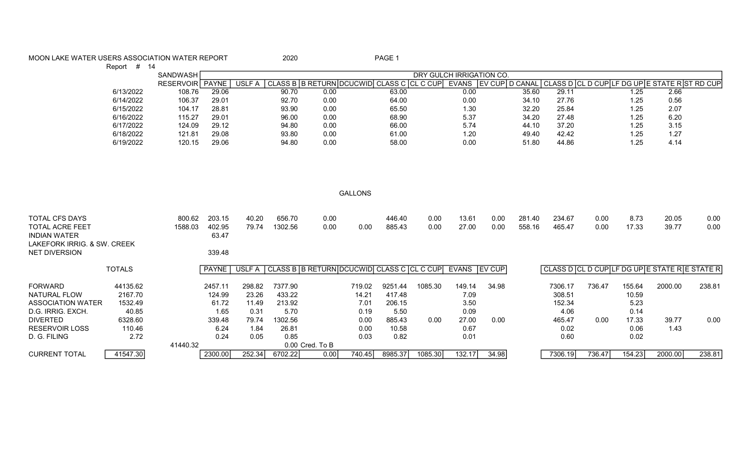# MOON LAKE WATER USERS ASSOCIATION WATER REPORT 2020

Report # 14

| | SANDWASH | DRY GULCH IRRIGATION CO. | | | | | | | | | | | | | | |
|---|---|---|---|---|---|---|---|---|---|---|---|---|---|---|---|---|
| | RESERVOIR | PAYNE | USLF A | CLASS B | B RETURN | DCUCWID | CLASS C | CL C CUP | EVANS | EV CUP | D CANAL | CLASS D | CL D CUP | LF DG UP | E STATE R | ST RD CUP |
| 6/13/2022 | 108.76 | 29.06 | | 90.70 | 0.00 | | 63.00 | | 0.00 | | 35.60 | 29.11 | | 1.25 | 2.66 | |
| 6/14/2022 | 106.37 | 29.01 | | 92.70 | 0.00 | | 64.00 | | 0.00 | | 34.10 | 27.76 | | 1.25 | 0.56 | |
| 6/15/2022 | 104.17 | 28.81 | | 93.90 | 0.00 | | 65.50 | | 1.30 | | 32.20 | 25.84 | | 1.25 | 2.07 | |
| 6/16/2022 | 115.27 | 29.01 | | 96.00 | 0.00 | | 68.90 | | 5.37 | | 34.20 | 27.48 | | 1.25 | 6.20 | |
| 6/17/2022 | 124.09 | 29.12 | | 94.80 | 0.00 | | 66.00 | | 5.74 | | 44.10 | 37.20 | | 1.25 | 3.15 | |
| 6/18/2022 | 121.81 | 29.08 | | 93.80 | 0.00 | | 61.00 | | 1.20 | | 49.40 | 42.42 | | 1.25 | 1.27 | |
| 6/19/2022 | 120.15 | 29.06 | | 94.80 | 0.00 | | 58.00 | | 0.00 | | 51.80 | 44.86 | | 1.25 | 4.14 | |
| TOTAL CFS DAYS | 800.62 | 203.15 | 40.20 | 656.70 | 0.00 | | 446.40 | 0.00 | 13.61 | 0.00 | 281.40 | 234.67 | 0.00 | 8.73 | 20.05 | 0.00 |
| TOTAL ACRE FEET | 1588.03 | 402.95 | 79.74 | 1302.56 | 0.00 | 0.00 | 885.43 | 0.00 | 27.00 | 0.00 | 558.16 | 465.47 | 0.00 | 17.33 | 39.77 | 0.00 |
| INDIAN WATER | | 63.47 | | | | | | | | | | | | | | |
| LAKEFORK IRRIG. & SW. CREEK | | | | | | | | | | | | | | | | |
| NET DIVERSION | | 339.48 | | | | | | | | | | | | | | |

GALLONS

| TOTALS | | | PAYNE | USLF A | CLASS B | B RETURN | DCUCWID | CLASS C | CL C CUP | EVANS | EV CUP | | CLASS D | CL D CUP | LF DG UP | E STATE R | E STATE R |
|---|---|---|---|---|---|---|---|---|---|---|---|---|---|---|---|---|---|
| FORWARD | 44135.62 | | 2457.11 | 298.82 | 7377.90 | | 719.02 | 9251.44 | 1085.30 | 149.14 | 34.98 | | 7306.17 | 736.47 | 155.64 | 2000.00 | 238.81 |
| NATURAL FLOW | 2167.70 | | 124.99 | 23.26 | 433.22 | | 14.21 | 417.48 | | 7.09 | | | 308.51 | | 10.59 | | |
| ASSOCIATION WATER | 1532.49 | | 61.72 | 11.49 | 213.92 | | 7.01 | 206.15 | | 3.50 | | | 152.34 | | 5.23 | | |
| D.G. IRRIG. EXCH. | 40.85 | | 1.65 | 0.31 | 5.70 | | 0.19 | 5.50 | | 0.09 | | | 4.06 | | 0.14 | | |
| DIVERTED | 6328.60 | | 339.48 | 79.74 | 1302.56 | | 0.00 | 885.43 | 0.00 | 27.00 | 0.00 | | 465.47 | 0.00 | 17.33 | 39.77 | 0.00 |
| RESERVOIR LOSS | 110.46 | | 6.24 | 1.84 | 26.81 | | 0.00 | 10.58 | | 0.67 | | | 0.02 | | 0.06 | 1.43 | |
| D. G. FILING | 2.72 | | 0.24 | 0.05 | 0.85 | | 0.03 | 0.82 | | 0.01 | | | 0.60 | | 0.02 | | |
| | | 41440.32 | | | | 0.00 Cred. To B | | | | | | | | | | | |
| CURRENT TOTAL | 41547.30 | | 2300.00 | 252.34 | 6702.22 | 0.00 | 740.45 | 8985.37 | 1085.30 | 132.17 | 34.98 | | 7306.19 | 736.47 | 154.23 | 2000.00 | 238.81 |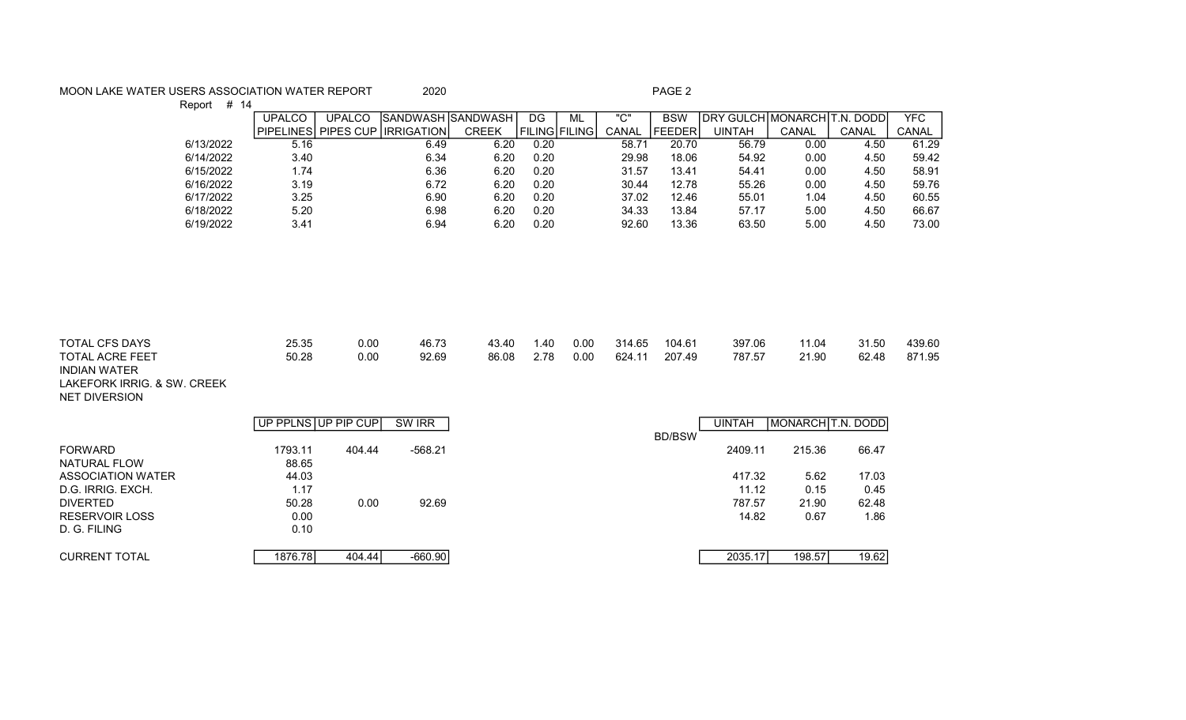MOON LAKE WATER USERS ASSOCIATION WATER REPORT 2020 PAGE 2

Report # 14

| | UPALCO PIPELINES | UPALCO PIPES CUP | SANDWASH IRRIGATION | SANDWASH CREEK | DG FILING | ML FILING | "C" CANAL | BSW FEEDER | DRY GULCH UINTAH | MONARCH CANAL | T.N. DODD CANAL | YFC CANAL |
|---|---|---|---|---|---|---|---|---|---|---|---|---|
| 6/13/2022 | 5.16 | | 6.49 | 6.20 | 0.20 | | 58.71 | 20.70 | 56.79 | 0.00 | 4.50 | 61.29 |
| 6/14/2022 | 3.40 | | 6.34 | 6.20 | 0.20 | | 29.98 | 18.06 | 54.92 | 0.00 | 4.50 | 59.42 |
| 6/15/2022 | 1.74 | | 6.36 | 6.20 | 0.20 | | 31.57 | 13.41 | 54.41 | 0.00 | 4.50 | 58.91 |
| 6/16/2022 | 3.19 | | 6.72 | 6.20 | 0.20 | | 30.44 | 12.78 | 55.26 | 0.00 | 4.50 | 59.76 |
| 6/17/2022 | 3.25 | | 6.90 | 6.20 | 0.20 | | 37.02 | 12.46 | 55.01 | 1.04 | 4.50 | 60.55 |
| 6/18/2022 | 5.20 | | 6.98 | 6.20 | 0.20 | | 34.33 | 13.84 | 57.17 | 5.00 | 4.50 | 66.67 |
| 6/19/2022 | 3.41 | | 6.94 | 6.20 | 0.20 | | 92.60 | 13.36 | 63.50 | 5.00 | 4.50 | 73.00 |
| TOTAL CFS DAYS | 25.35 | 0.00 | 46.73 | 43.40 | 1.40 | 0.00 | 314.65 | 104.61 | 397.06 | 11.04 | 31.50 | 439.60 |
| TOTAL ACRE FEET | 50.28 | 0.00 | 92.69 | 86.08 | 2.78 | 0.00 | 624.11 | 207.49 | 787.57 | 21.90 | 62.48 | 871.95 |
| INDIAN WATER | | | | | | | | | | | | |
| LAKEFORK IRRIG. & SW. CREEK | | | | | | | | | | | | |
| NET DIVERSION | | | | | | | | | | | | |

| | UP PPLNS | UP PIP CUP | SW IRR | BD/BSW | UINTAH | MONARCH | T.N. DODD |
|---|---|---|---|---|---|---|---|
| FORWARD | 1793.11 | 404.44 | -568.21 | | 2409.11 | 215.36 | 66.47 |
| NATURAL FLOW | 88.65 | | | | | | |
| ASSOCIATION WATER | 44.03 | | | | 417.32 | 5.62 | 17.03 |
| D.G. IRRIG. EXCH. | 1.17 | | | | 11.12 | 0.15 | 0.45 |
| DIVERTED | 50.28 | 0.00 | 92.69 | | 787.57 | 21.90 | 62.48 |
| RESERVOIR LOSS | 0.00 | | | | 14.82 | 0.67 | 1.86 |
| D. G. FILING | 0.10 | | | | | | |
| CURRENT TOTAL | 1876.78 | 404.44 | -660.90 | | 2035.17 | 198.57 | 19.62 |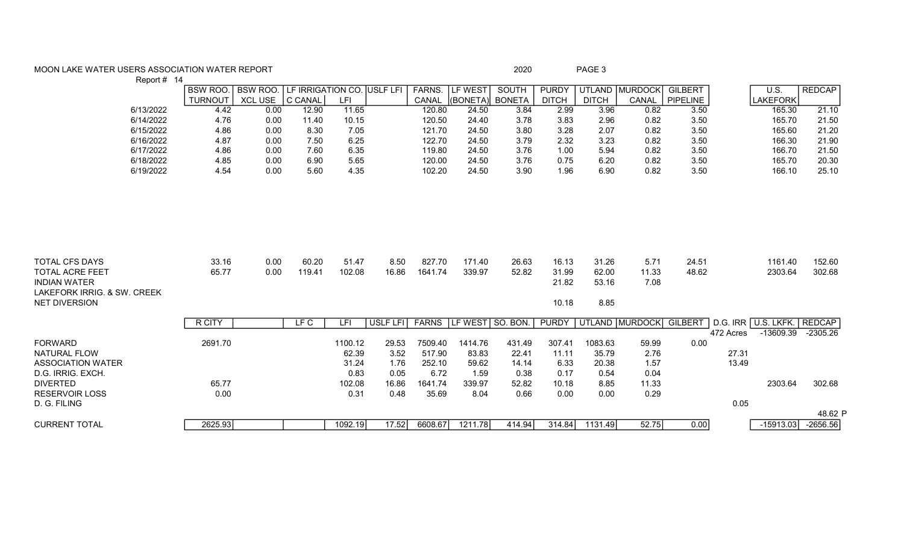MOON LAKE WATER USERS ASSOCIATION WATER REPORT 2020

Report # 14

| | BSW ROO. TURNOUT | BSW ROO. XCL USE | LF IRRIGATION CO. C CANAL | LFI | USLF LFI | FARNS. CANAL | LF WEST (BONETA) | SOUTH BONETA | PURDY DITCH | UTLAND DITCH | MURDOCK CANAL | GILBERT PIPELINE | | U.S. LAKEFORK | REDCAP |
|---|---|---|---|---|---|---|---|---|---|---|---|---|---|---|---|
| 6/13/2022 | 4.42 | 0.00 | 12.90 | 11.65 | | 120.80 | 24.50 | 3.84 | 2.99 | 3.96 | 0.82 | 3.50 | | 165.30 | 21.10 |
| 6/14/2022 | 4.76 | 0.00 | 11.40 | 10.15 | | 120.50 | 24.40 | 3.78 | 3.83 | 2.96 | 0.82 | 3.50 | | 165.70 | 21.50 |
| 6/15/2022 | 4.86 | 0.00 | 8.30 | 7.05 | | 121.70 | 24.50 | 3.80 | 3.28 | 2.07 | 0.82 | 3.50 | | 165.60 | 21.20 |
| 6/16/2022 | 4.87 | 0.00 | 7.50 | 6.25 | | 122.70 | 24.50 | 3.79 | 2.32 | 3.23 | 0.82 | 3.50 | | 166.30 | 21.90 |
| 6/17/2022 | 4.86 | 0.00 | 7.60 | 6.35 | | 119.80 | 24.50 | 3.76 | 1.00 | 5.94 | 0.82 | 3.50 | | 166.70 | 21.50 |
| 6/18/2022 | 4.85 | 0.00 | 6.90 | 5.65 | | 120.00 | 24.50 | 3.76 | 0.75 | 6.20 | 0.82 | 3.50 | | 165.70 | 20.30 |
| 6/19/2022 | 4.54 | 0.00 | 5.60 | 4.35 | | 102.20 | 24.50 | 3.90 | 1.96 | 6.90 | 0.82 | 3.50 | | 166.10 | 25.10 |
| TOTAL CFS DAYS | 33.16 | 0.00 | 60.20 | 51.47 | 8.50 | 827.70 | 171.40 | 26.63 | 16.13 | 31.26 | 5.71 | 24.51 | | 1161.40 | 152.60 |
| TOTAL ACRE FEET | 65.77 | 0.00 | 119.41 | 102.08 | 16.86 | 1641.74 | 339.97 | 52.82 | 31.99 | 62.00 | 11.33 | 48.62 | | 2303.64 | 302.68 |
| INDIAN WATER | | | | | | | | | 21.82 | 53.16 | 7.08 | | | | |
| LAKEFORK IRRIG. & SW. CREEK NET DIVERSION | | | | | | | | | 10.18 | 8.85 | | | | | |

| | R CITY | | LF C | LFI | USLF LFI | FARNS | LF WEST | SO. BON. | PURDY | UTLAND | MURDOCK | GILBERT | D.G. IRR | U.S. LKFK. | REDCAP |
|---|---|---|---|---|---|---|---|---|---|---|---|---|---|---|---|
| | | | | | | | | | | | | | 472 Acres | | |
| FORWARD | 2691.70 | | | 1100.12 | 29.53 | 7509.40 | 1414.76 | 431.49 | 307.41 | 1083.63 | 59.99 | 0.00 | | -13609.39 | -2305.26 |
| NATURAL FLOW | | | | 62.39 | 3.52 | 517.90 | 83.83 | 22.41 | 11.11 | 35.79 | 2.76 | | 27.31 | | |
| ASSOCIATION WATER | | | | 31.24 | 1.76 | 252.10 | 59.62 | 14.14 | 6.33 | 20.38 | 1.57 | | 13.49 | | |
| D.G. IRRIG. EXCH. | | | | 0.83 | 0.05 | 6.72 | 1.59 | 0.38 | 0.17 | 0.54 | 0.04 | | | | |
| DIVERTED | 65.77 | | | 102.08 | 16.86 | 1641.74 | 339.97 | 52.82 | 10.18 | 8.85 | 11.33 | | | 2303.64 | 302.68 |
| RESERVOIR LOSS | 0.00 | | | 0.31 | 0.48 | 35.69 | 8.04 | 0.66 | 0.00 | 0.00 | 0.29 | | | | |
| D. G. FILING | | | | | | | | | | | | | 0.05 | | |
| | | | | | | | | | | | | | | | 48.62 P |
| CURRENT TOTAL | 2625.93 | | | 1092.19 | 17.52 | 6608.67 | 1211.78 | 414.94 | 314.84 | 1131.49 | 52.75 | 0.00 | | -15913.03 | -2656.56 |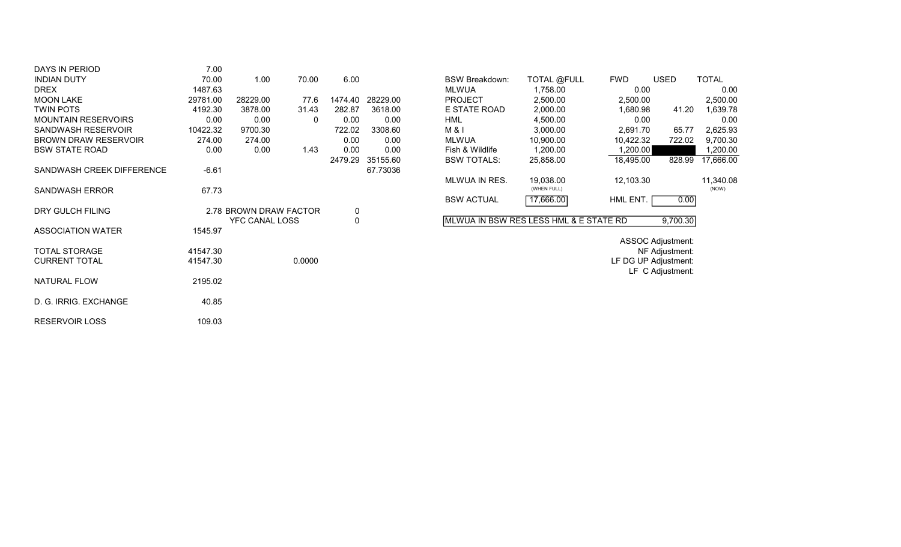| | | | | | |
|---|---|---|---|---|---|
| DAYS IN PERIOD | 7.00 | | | | |
| INDIAN DUTY | 70.00 | 1.00 | 70.00 | 6.00 | |
| DREX | 1487.63 | | | | |
| MOON LAKE | 29781.00 | 28229.00 | 77.6 | 1474.40 | 28229.00 |
| TWIN POTS | 4192.30 | 3878.00 | 31.43 | 282.87 | 3618.00 |
| MOUNTAIN RESERVOIRS | 0.00 | 0.00 | 0 | 0.00 | 0.00 |
| SANDWASH RESERVOIR | 10422.32 | 9700.30 | | 722.02 | 3308.60 |
| BROWN DRAW RESERVOIR | 274.00 | 274.00 | | 0.00 | 0.00 |
| BSW STATE ROAD | 0.00 | 0.00 | 1.43 | 0.00 | 0.00 |
| | | | | 2479.29 | 35155.60 |
| SANDWASH CREEK DIFFERENCE | -6.61 | | | | 67.73036 |
| SANDWASH ERROR | 67.73 | | | | |
| DRY GULCH FILING | | 2.78 BROWN DRAW FACTOR | | 0 | |
| | | YFC CANAL LOSS | | 0 | |
| ASSOCIATION WATER | 1545.97 | | | | |
| TOTAL STORAGE | 41547.30 | | | | |
| CURRENT TOTAL | 41547.30 | | 0.0000 | | |
| NATURAL FLOW | 2195.02 | | | | |
| D. G. IRRIG. EXCHANGE | 40.85 | | | | |
| RESERVOIR LOSS | 109.03 | | | | |

| BSW Breakdown: | TOTAL @FULL | FWD | USED | TOTAL |
|---|---|---|---|---|
| MLWUA | 1,758.00 | 0.00 | | 0.00 |
| PROJECT | 2,500.00 | 2,500.00 | | 2,500.00 |
| E STATE ROAD | 2,000.00 | 1,680.98 | 41.20 | 1,639.78 |
| HML | 4,500.00 | 0.00 | | 0.00 |
| M & I | 3,000.00 | 2,691.70 | 65.77 | 2,625.93 |
| MLWUA | 10,900.00 | 10,422.32 | 722.02 | 9,700.30 |
| Fish & Wildlife | 1,200.00 | 1,200.00 | | 1,200.00 |
| BSW TOTALS: | 25,858.00 | 18,495.00 | 828.99 | 17,666.00 |
| MLWUA IN RES. | 19,038.00 (WHEN FULL) | 12,103.30 | | 11,340.08 (NOW) |
| BSW ACTUAL | 17,666.00 | HML ENT. | 0.00 | |

MLWUA IN BSW RES LESS HML & E STATE RD 9,700.30

ASSOC Adjustment:
NF Adjustment:
LF DG UP Adjustment:
LF C Adjustment: